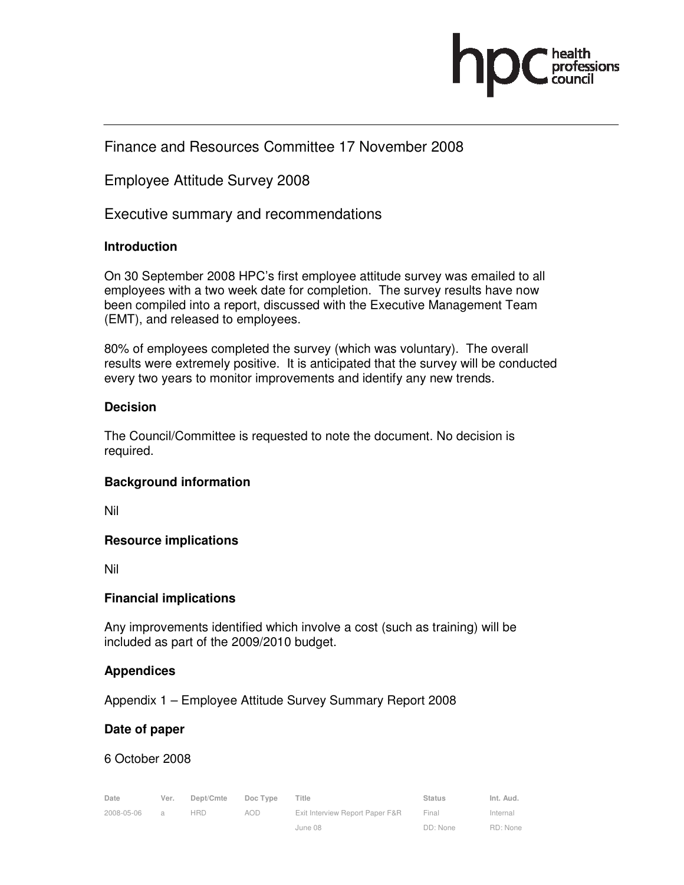Finance and Resources Committee 17 November 2008

Employee Attitude Survey 2008

Executive summary and recommendations

### Introduction

On 30 September 2008 HPC's first employee attitude survey was emailed to all employees with a two week date for completion. The survey results have now been compiled into a report, discussed with the Executive Management Team (EMT), and released to employees.

80% of employees completed the survey (which was voluntary). The overall results were extremely positive. It is anticipated that the survey will be conducted every two years to monitor improvements and identify any new trends.

### Decision

The Council/Committee is requested to note the document. No decision is required.

### Background information

Nil

### Resource implications

Nil

### Financial implications

Any improvements identified which involve a cost (such as training) will be included as part of the 2009/2010 budget.

### Appendices

Appendix 1 – Employee Attitude Survey Summary Report 2008

### Date of paper

6 October 2008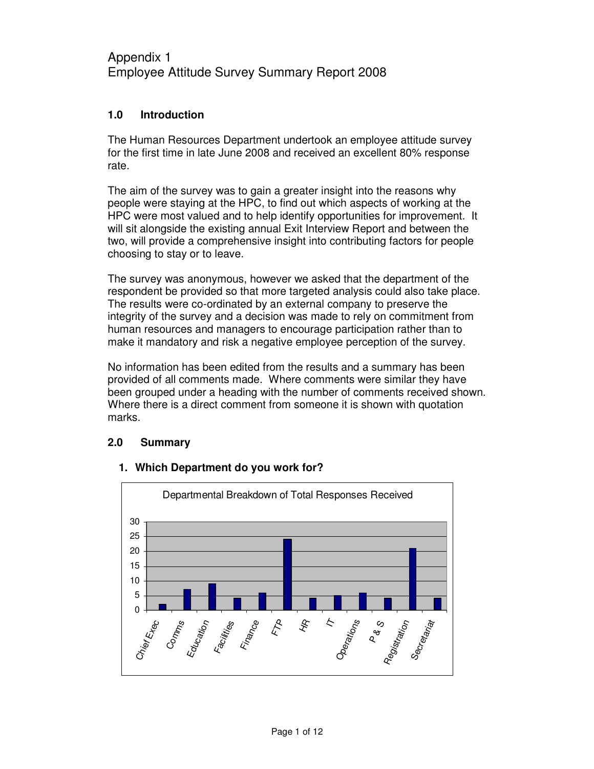Appendix 1
Employee Attitude Survey Summary Report 2008

## 1.0 Introduction

The Human Resources Department undertook an employee attitude survey for the first time in late June 2008 and received an excellent 80% response rate.

The aim of the survey was to gain a greater insight into the reasons why people were staying at the HPC, to find out which aspects of working at the HPC were most valued and to help identify opportunities for improvement. It will sit alongside the existing annual Exit Interview Report and between the two, will provide a comprehensive insight into contributing factors for people choosing to stay or to leave.

The survey was anonymous, however we asked that the department of the respondent be provided so that more targeted analysis could also take place. The results were co-ordinated by an external company to preserve the integrity of the survey and a decision was made to rely on commitment from human resources and managers to encourage participation rather than to make it mandatory and risk a negative employee perception of the survey.

No information has been edited from the results and a summary has been provided of all comments made. Where comments were similar they have been grouped under a heading with the number of comments received shown. Where there is a direct comment from someone it is shown with quotation marks.

## 2.0 Summary

**1. Which Department do you work for?**

Departmental Breakdown of Total Responses Received

| Department | Responses |
|---|---|
| Chief Exec | 2 |
| Comms | 7 |
| Education | 9 |
| Facilities | 4 |
| Finance | 6 |
| FTP | 24 |
| HR | 4 |
| IT | 5 |
| Operations | 6 |
| P & S | 4 |
| Registration | 21 |
| Secretariat | 4 |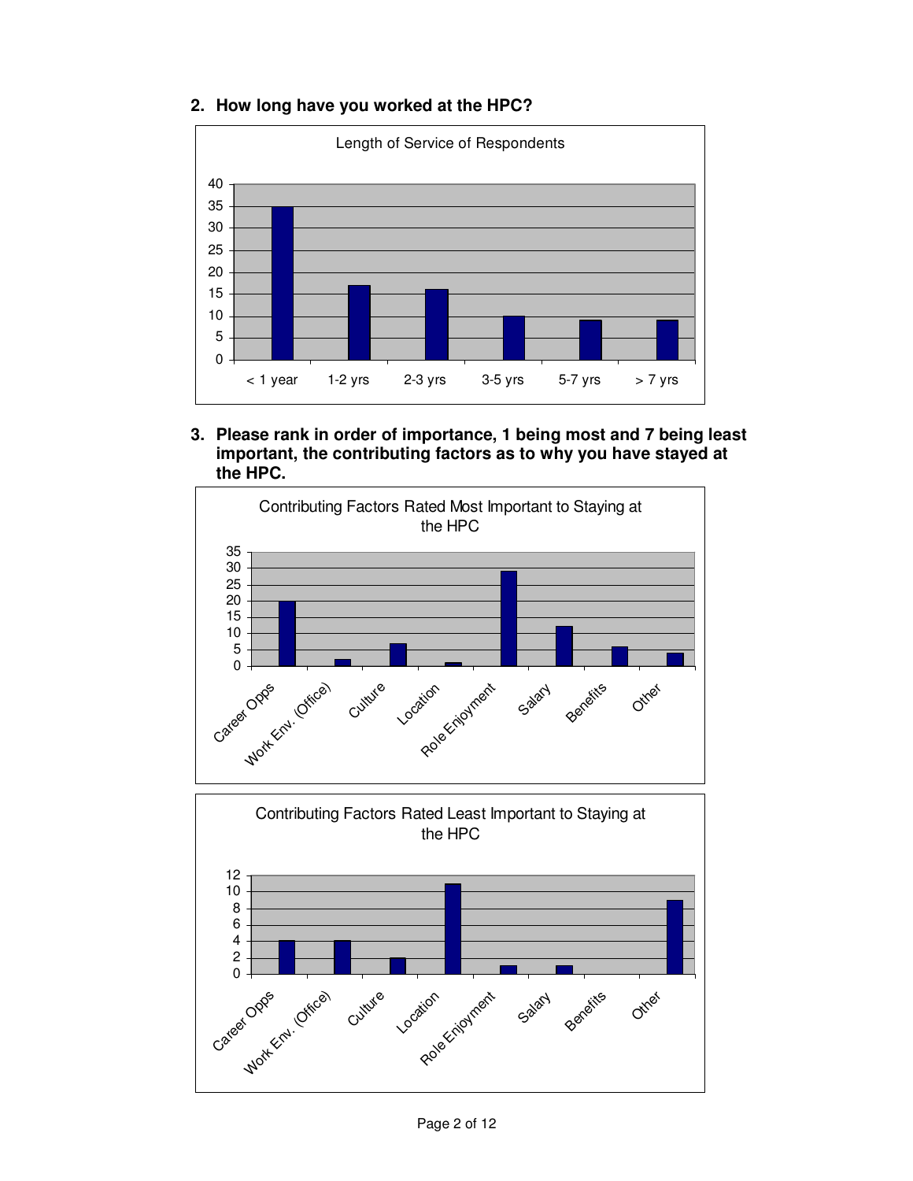2. **How long have you worked at the HPC?**

3. **Please rank in order of importance, 1 being most and 7 being least important, the contributing factors as to why you have stayed at the HPC.**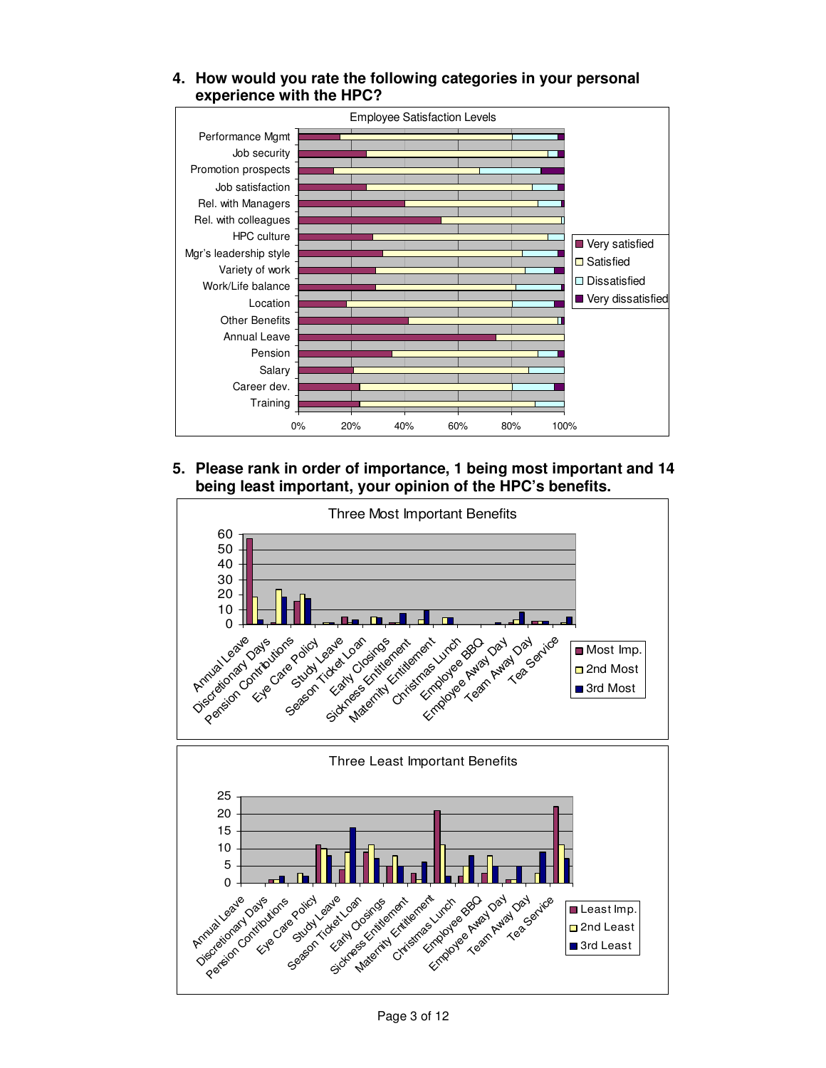4. **How would you rate the following categories in your personal experience with the HPC?**

5. **Please rank in order of importance, 1 being most important and 14 being least important, your opinion of the HPC's benefits.**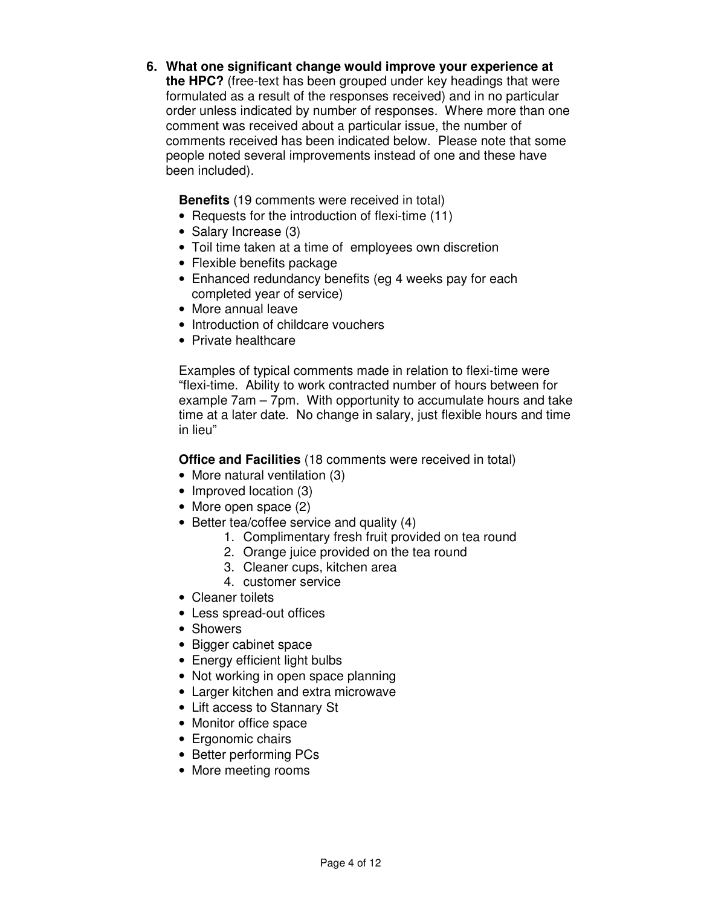6. **What one significant change would improve your experience at the HPC?** (free-text has been grouped under key headings that were formulated as a result of the responses received) and in no particular order unless indicated by number of responses. Where more than one comment was received about a particular issue, the number of comments received has been indicated below. Please note that some people noted several improvements instead of one and these have been included).

   **Benefits** (19 comments were received in total)
   - Requests for the introduction of flexi-time (11)
   - Salary Increase (3)
   - Toil time taken at a time of employees own discretion
   - Flexible benefits package
   - Enhanced redundancy benefits (eg 4 weeks pay for each completed year of service)
   - More annual leave
   - Introduction of childcare vouchers
   - Private healthcare

   Examples of typical comments made in relation to flexi-time were "flexi-time. Ability to work contracted number of hours between for example 7am – 7pm. With opportunity to accumulate hours and take time at a later date. No change in salary, just flexible hours and time in lieu"

   **Office and Facilities** (18 comments were received in total)
   - More natural ventilation (3)
   - Improved location (3)
   - More open space (2)
   - Better tea/coffee service and quality (4)
     1. Complimentary fresh fruit provided on tea round
     2. Orange juice provided on the tea round
     3. Cleaner cups, kitchen area
     4. customer service
   - Cleaner toilets
   - Less spread-out offices
   - Showers
   - Bigger cabinet space
   - Energy efficient light bulbs
   - Not working in open space planning
   - Larger kitchen and extra microwave
   - Lift access to Stannary St
   - Monitor office space
   - Ergonomic chairs
   - Better performing PCs
   - More meeting rooms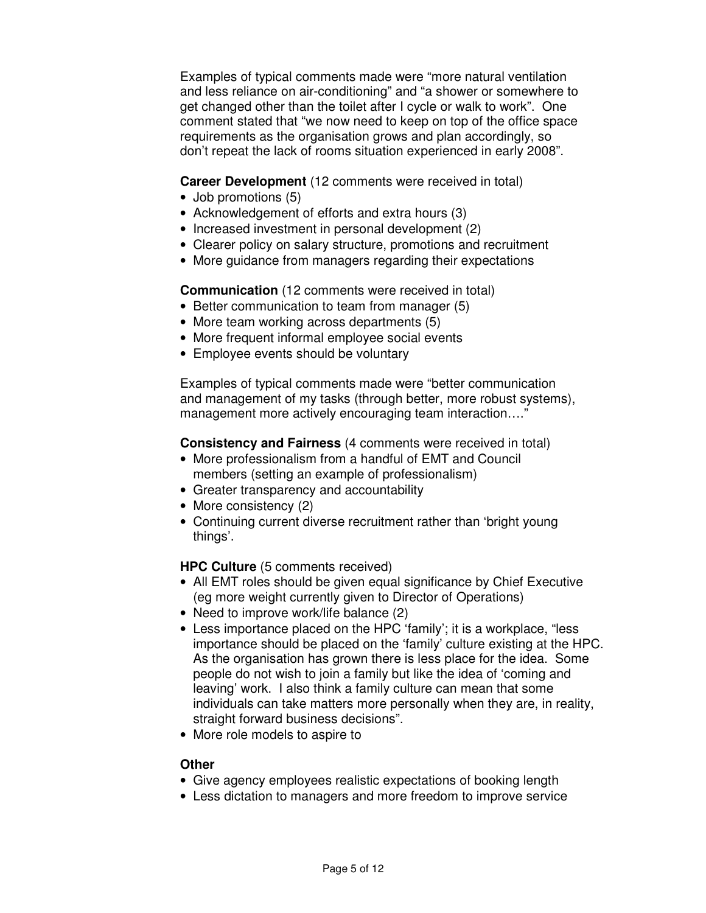Examples of typical comments made were "more natural ventilation and less reliance on air-conditioning" and "a shower or somewhere to get changed other than the toilet after I cycle or walk to work". One comment stated that "we now need to keep on top of the office space requirements as the organisation grows and plan accordingly, so don't repeat the lack of rooms situation experienced in early 2008".

**Career Development** (12 comments were received in total)

- Job promotions (5)
- Acknowledgement of efforts and extra hours (3)
- Increased investment in personal development (2)
- Clearer policy on salary structure, promotions and recruitment
- More guidance from managers regarding their expectations

**Communication** (12 comments were received in total)

- Better communication to team from manager (5)
- More team working across departments (5)
- More frequent informal employee social events
- Employee events should be voluntary

Examples of typical comments made were "better communication and management of my tasks (through better, more robust systems), management more actively encouraging team interaction…."

**Consistency and Fairness** (4 comments were received in total)

- More professionalism from a handful of EMT and Council members (setting an example of professionalism)
- Greater transparency and accountability
- More consistency (2)
- Continuing current diverse recruitment rather than 'bright young things'.

**HPC Culture** (5 comments received)

- All EMT roles should be given equal significance by Chief Executive (eg more weight currently given to Director of Operations)
- Need to improve work/life balance (2)
- Less importance placed on the HPC 'family'; it is a workplace, "less importance should be placed on the 'family' culture existing at the HPC. As the organisation has grown there is less place for the idea. Some people do not wish to join a family but like the idea of 'coming and leaving' work. I also think a family culture can mean that some individuals can take matters more personally when they are, in reality, straight forward business decisions".
- More role models to aspire to

**Other**

- Give agency employees realistic expectations of booking length
- Less dictation to managers and more freedom to improve service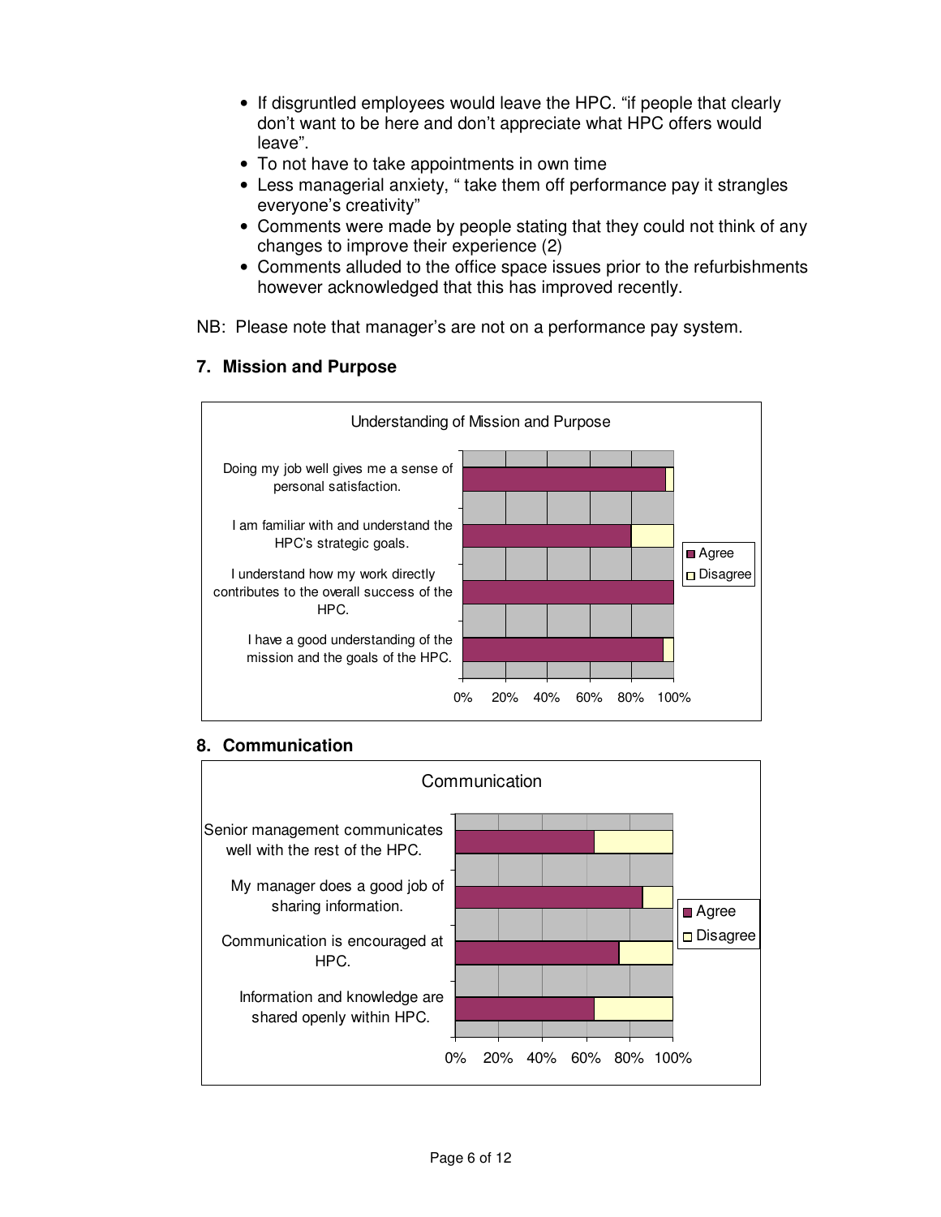- If disgruntled employees would leave the HPC. “if people that clearly don’t want to be here and don’t appreciate what HPC offers would leave”.
- To not have to take appointments in own time
- Less managerial anxiety, “ take them off performance pay it strangles everyone’s creativity”
- Comments were made by people stating that they could not think of any changes to improve their experience (2)
- Comments alluded to the office space issues prior to the refurbishments however acknowledged that this has improved recently.

NB: Please note that manager’s are not on a performance pay system.

## 7. Mission and Purpose

Understanding of Mission and Purpose

| Statement | Agree | Disagree |
|---|---|---|
| Doing my job well gives me a sense of personal satisfaction. | ~96% | ~4% |
| I am familiar with and understand the HPC’s strategic goals. | ~80% | ~20% |
| I understand how my work directly contributes to the overall success of the HPC. | 100% | 0% |
| I have a good understanding of the mission and the goals of the HPC. | ~95% | ~5% |

## 8. Communication

Communication

| Statement | Agree | Disagree |
|---|---|---|
| Senior management communicates well with the rest of the HPC. | ~64% | ~36% |
| My manager does a good job of sharing information. | ~86% | ~14% |
| Communication is encouraged at HPC. | ~75% | ~25% |
| Information and knowledge are shared openly within HPC. | ~64% | ~36% |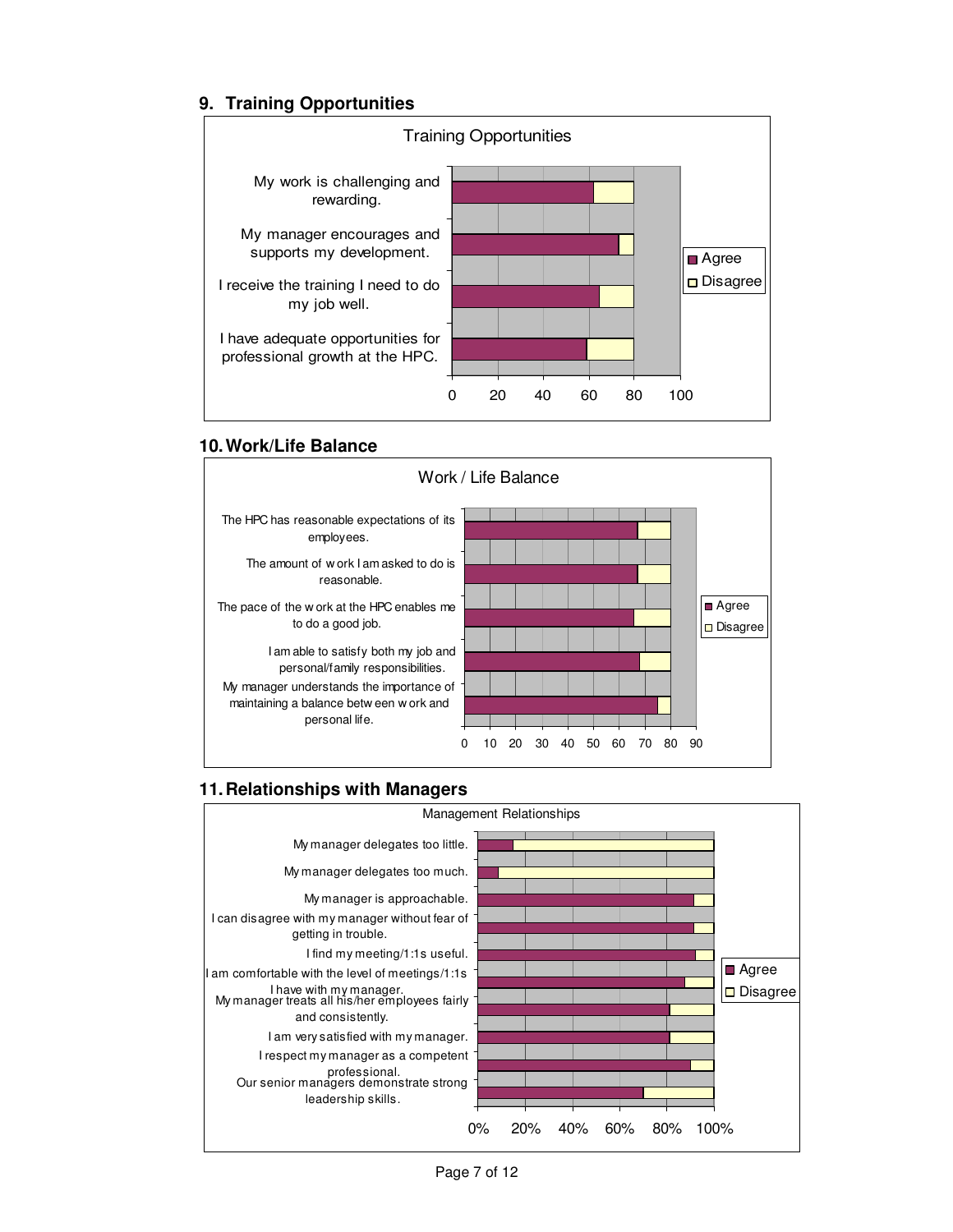## 9. Training Opportunities

Training Opportunities

| | Agree | Disagree |
|---|---|---|
| My work is challenging and rewarding. | | |
| My manager encourages and supports my development. | | |
| I receive the training I need to do my job well. | | |
| I have adequate opportunities for professional growth at the HPC. | | |

## 10. Work/Life Balance

Work / Life Balance

| | Agree | Disagree |
|---|---|---|
| The HPC has reasonable expectations of its employees. | | |
| The amount of work I am asked to do is reasonable. | | |
| The pace of the work at the HPC enables me to do a good job. | | |
| I am able to satisfy both my job and personal/family responsibilities. | | |
| My manager understands the importance of maintaining a balance between work and personal life. | | |

## 11. Relationships with Managers

Management Relationships

| | Agree | Disagree |
|---|---|---|
| My manager delegates too little. | | |
| My manager delegates too much. | | |
| My manager is approachable. | | |
| I can disagree with my manager without fear of getting in trouble. | | |
| I find my meeting/1:1s useful. | | |
| I am comfortable with the level of meetings/1:1s I have with my manager. | | |
| My manager treats all his/her employees fairly and consistently. | | |
| I am very satisfied with my manager. | | |
| I respect my manager as a competent professional. | | |
| Our senior managers demonstrate strong leadership skills. | | |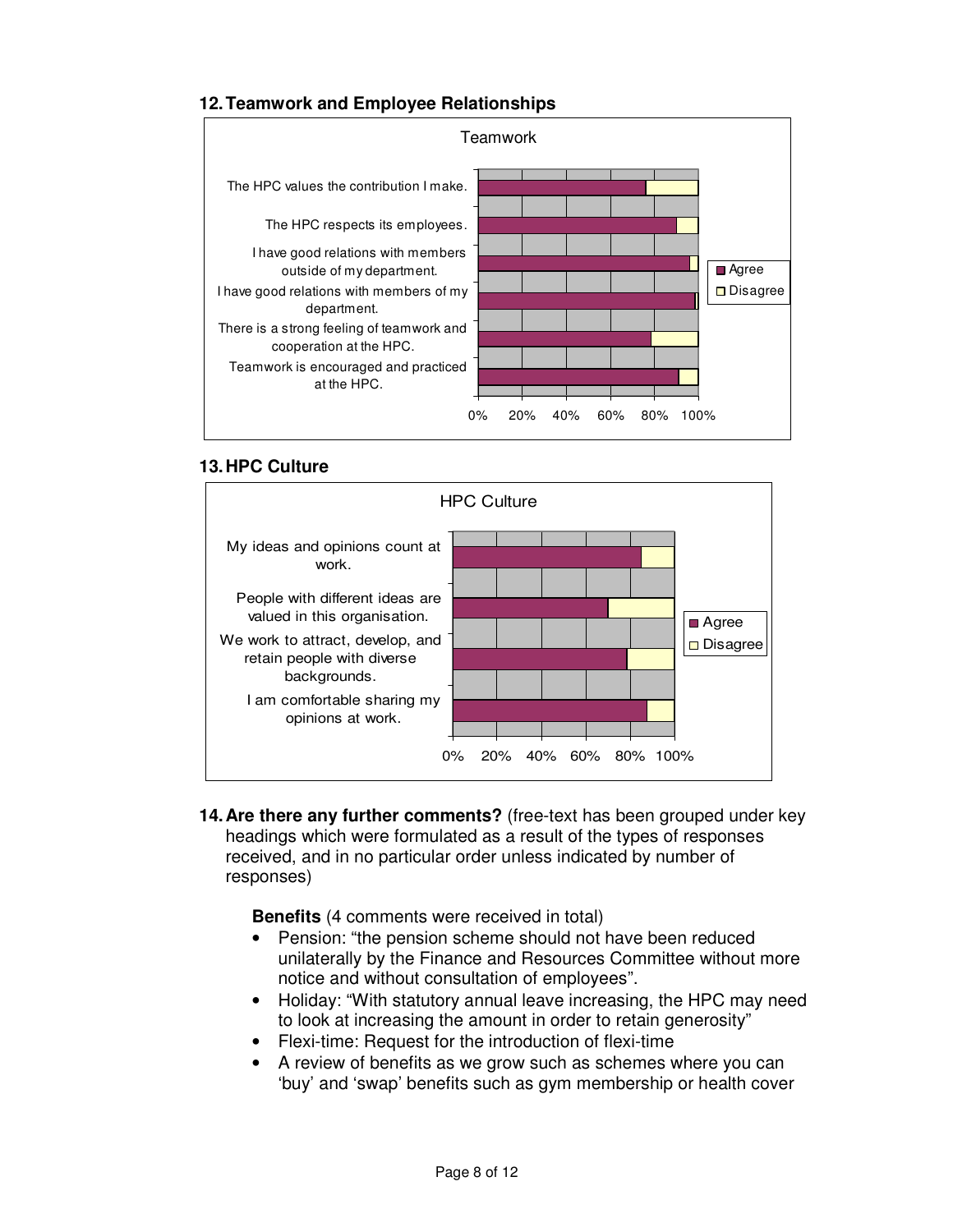## 12. Teamwork and Employee Relationships

Teamwork

| Statement | Agree | Disagree |
|---|---|---|
| The HPC values the contribution I make. | | |
| The HPC respects its employees. | | |
| I have good relations with members outside of my department. | | |
| I have good relations with members of my department. | | |
| There is a strong feeling of teamwork and cooperation at the HPC. | | |
| Teamwork is encouraged and practiced at the HPC. | | |

## 13. HPC Culture

HPC Culture

| Statement | Agree | Disagree |
|---|---|---|
| My ideas and opinions count at work. | | |
| People with different ideas are valued in this organisation. | | |
| We work to attract, develop, and retain people with diverse backgrounds. | | |
| I am comfortable sharing my opinions at work. | | |

**14. Are there any further comments?** (free-text has been grouped under key headings which were formulated as a result of the types of responses received, and in no particular order unless indicated by number of responses)

**Benefits** (4 comments were received in total)

- Pension: "the pension scheme should not have been reduced unilaterally by the Finance and Resources Committee without more notice and without consultation of employees".
- Holiday: "With statutory annual leave increasing, the HPC may need to look at increasing the amount in order to retain generosity"
- Flexi-time: Request for the introduction of flexi-time
- A review of benefits as we grow such as schemes where you can 'buy' and 'swap' benefits such as gym membership or health cover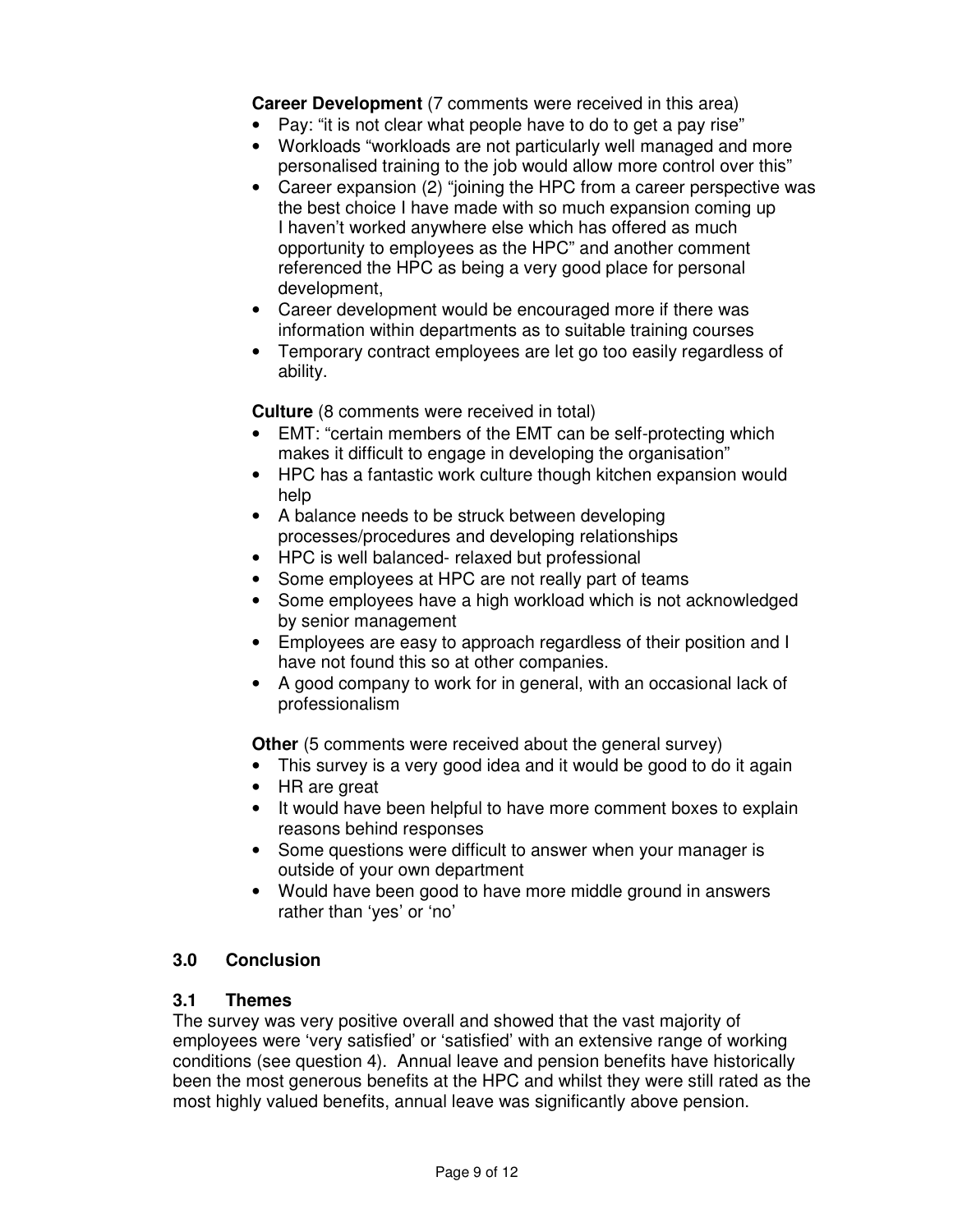**Career Development** (7 comments were received in this area)

- Pay: "it is not clear what people have to do to get a pay rise"
- Workloads "workloads are not particularly well managed and more personalised training to the job would allow more control over this"
- Career expansion (2) "joining the HPC from a career perspective was the best choice I have made with so much expansion coming up I haven't worked anywhere else which has offered as much opportunity to employees as the HPC" and another comment referenced the HPC as being a very good place for personal development,
- Career development would be encouraged more if there was information within departments as to suitable training courses
- Temporary contract employees are let go too easily regardless of ability.

**Culture** (8 comments were received in total)

- EMT: "certain members of the EMT can be self-protecting which makes it difficult to engage in developing the organisation"
- HPC has a fantastic work culture though kitchen expansion would help
- A balance needs to be struck between developing processes/procedures and developing relationships
- HPC is well balanced- relaxed but professional
- Some employees at HPC are not really part of teams
- Some employees have a high workload which is not acknowledged by senior management
- Employees are easy to approach regardless of their position and I have not found this so at other companies.
- A good company to work for in general, with an occasional lack of professionalism

**Other** (5 comments were received about the general survey)

- This survey is a very good idea and it would be good to do it again
- HR are great
- It would have been helpful to have more comment boxes to explain reasons behind responses
- Some questions were difficult to answer when your manager is outside of your own department
- Would have been good to have more middle ground in answers rather than 'yes' or 'no'

## 3.0 Conclusion

### 3.1 Themes

The survey was very positive overall and showed that the vast majority of employees were 'very satisfied' or 'satisfied' with an extensive range of working conditions (see question 4). Annual leave and pension benefits have historically been the most generous benefits at the HPC and whilst they were still rated as the most highly valued benefits, annual leave was significantly above pension.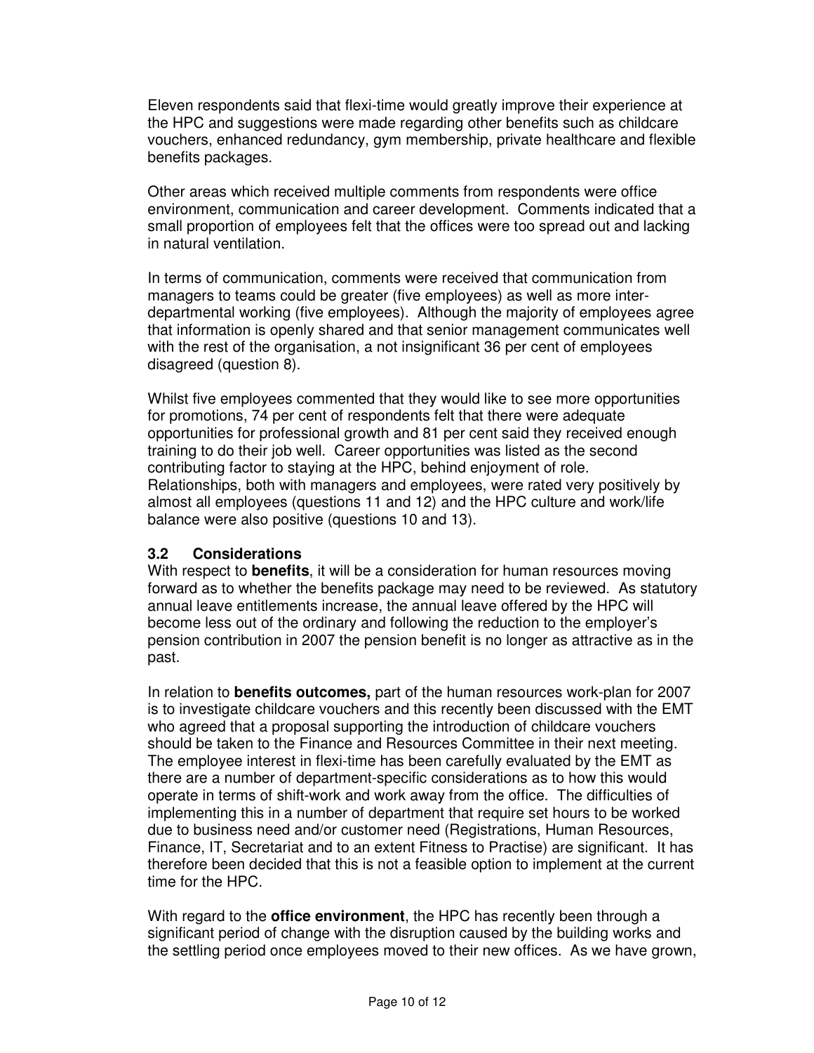Eleven respondents said that flexi-time would greatly improve their experience at the HPC and suggestions were made regarding other benefits such as childcare vouchers, enhanced redundancy, gym membership, private healthcare and flexible benefits packages.

Other areas which received multiple comments from respondents were office environment, communication and career development. Comments indicated that a small proportion of employees felt that the offices were too spread out and lacking in natural ventilation.

In terms of communication, comments were received that communication from managers to teams could be greater (five employees) as well as more inter-departmental working (five employees). Although the majority of employees agree that information is openly shared and that senior management communicates well with the rest of the organisation, a not insignificant 36 per cent of employees disagreed (question 8).

Whilst five employees commented that they would like to see more opportunities for promotions, 74 per cent of respondents felt that there were adequate opportunities for professional growth and 81 per cent said they received enough training to do their job well. Career opportunities was listed as the second contributing factor to staying at the HPC, behind enjoyment of role. Relationships, both with managers and employees, were rated very positively by almost all employees (questions 11 and 12) and the HPC culture and work/life balance were also positive (questions 10 and 13).

### 3.2 Considerations

With respect to **benefits**, it will be a consideration for human resources moving forward as to whether the benefits package may need to be reviewed. As statutory annual leave entitlements increase, the annual leave offered by the HPC will become less out of the ordinary and following the reduction to the employer's pension contribution in 2007 the pension benefit is no longer as attractive as in the past.

In relation to **benefits outcomes,** part of the human resources work-plan for 2007 is to investigate childcare vouchers and this recently been discussed with the EMT who agreed that a proposal supporting the introduction of childcare vouchers should be taken to the Finance and Resources Committee in their next meeting. The employee interest in flexi-time has been carefully evaluated by the EMT as there are a number of department-specific considerations as to how this would operate in terms of shift-work and work away from the office. The difficulties of implementing this in a number of department that require set hours to be worked due to business need and/or customer need (Registrations, Human Resources, Finance, IT, Secretariat and to an extent Fitness to Practise) are significant. It has therefore been decided that this is not a feasible option to implement at the current time for the HPC.

With regard to the **office environment**, the HPC has recently been through a significant period of change with the disruption caused by the building works and the settling period once employees moved to their new offices. As we have grown,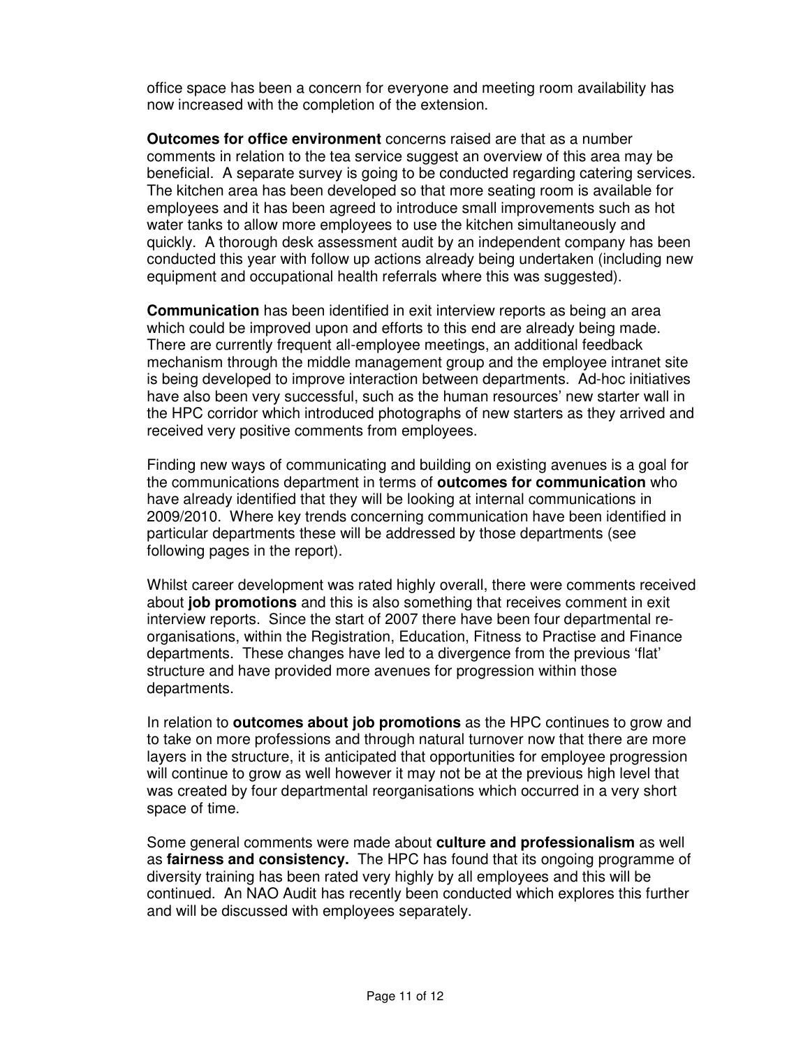office space has been a concern for everyone and meeting room availability has now increased with the completion of the extension.

**Outcomes for office environment** concerns raised are that as a number comments in relation to the tea service suggest an overview of this area may be beneficial. A separate survey is going to be conducted regarding catering services. The kitchen area has been developed so that more seating room is available for employees and it has been agreed to introduce small improvements such as hot water tanks to allow more employees to use the kitchen simultaneously and quickly. A thorough desk assessment audit by an independent company has been conducted this year with follow up actions already being undertaken (including new equipment and occupational health referrals where this was suggested).

**Communication** has been identified in exit interview reports as being an area which could be improved upon and efforts to this end are already being made. There are currently frequent all-employee meetings, an additional feedback mechanism through the middle management group and the employee intranet site is being developed to improve interaction between departments. Ad-hoc initiatives have also been very successful, such as the human resources' new starter wall in the HPC corridor which introduced photographs of new starters as they arrived and received very positive comments from employees.

Finding new ways of communicating and building on existing avenues is a goal for the communications department in terms of **outcomes for communication** who have already identified that they will be looking at internal communications in 2009/2010. Where key trends concerning communication have been identified in particular departments these will be addressed by those departments (see following pages in the report).

Whilst career development was rated highly overall, there were comments received about **job promotions** and this is also something that receives comment in exit interview reports. Since the start of 2007 there have been four departmental re-organisations, within the Registration, Education, Fitness to Practise and Finance departments. These changes have led to a divergence from the previous 'flat' structure and have provided more avenues for progression within those departments.

In relation to **outcomes about job promotions** as the HPC continues to grow and to take on more professions and through natural turnover now that there are more layers in the structure, it is anticipated that opportunities for employee progression will continue to grow as well however it may not be at the previous high level that was created by four departmental reorganisations which occurred in a very short space of time.

Some general comments were made about **culture and professionalism** as well as **fairness and consistency.** The HPC has found that its ongoing programme of diversity training has been rated very highly by all employees and this will be continued. An NAO Audit has recently been conducted which explores this further and will be discussed with employees separately.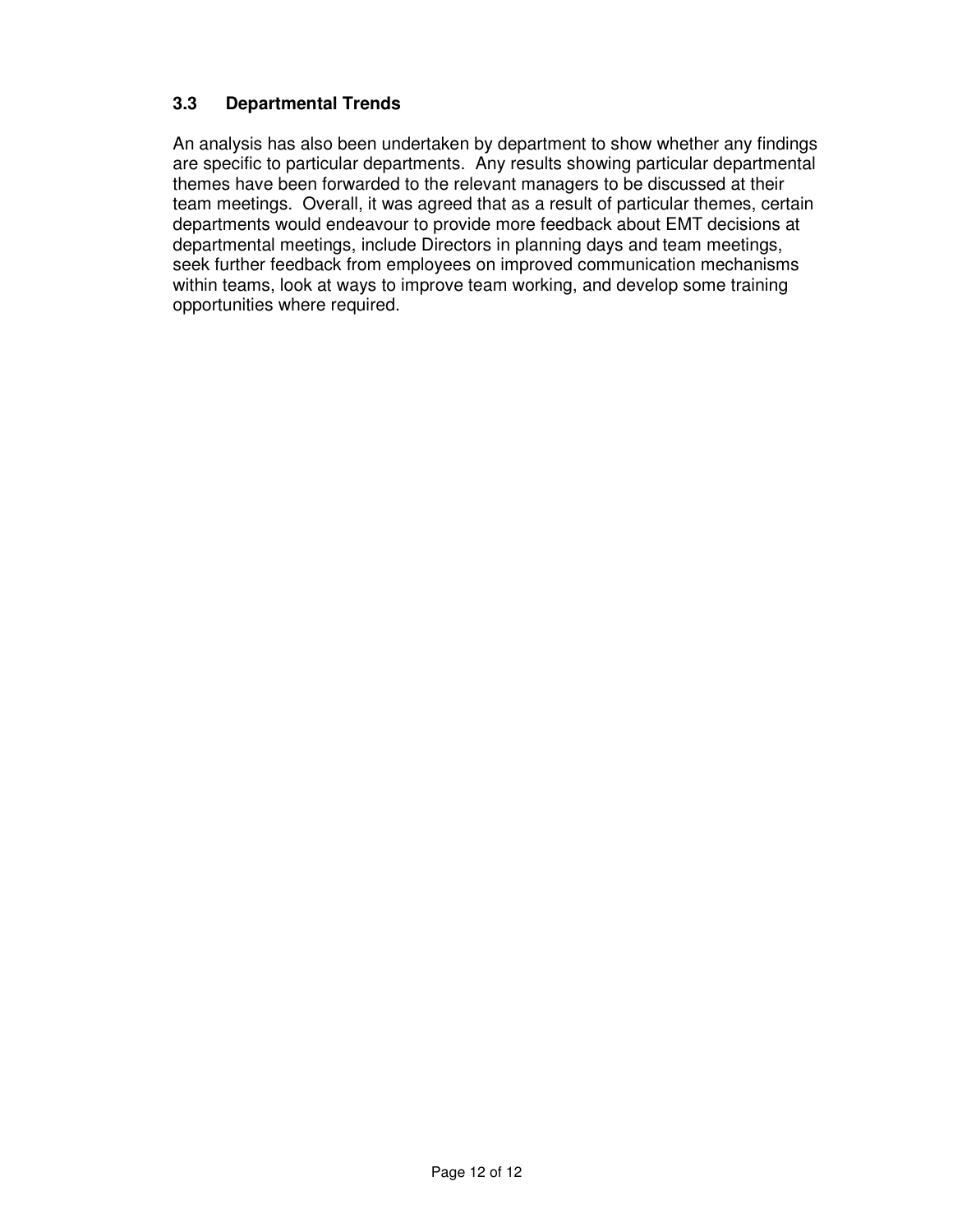### 3.3 Departmental Trends

An analysis has also been undertaken by department to show whether any findings are specific to particular departments. Any results showing particular departmental themes have been forwarded to the relevant managers to be discussed at their team meetings. Overall, it was agreed that as a result of particular themes, certain departments would endeavour to provide more feedback about EMT decisions at departmental meetings, include Directors in planning days and team meetings, seek further feedback from employees on improved communication mechanisms within teams, look at ways to improve team working, and develop some training opportunities where required.